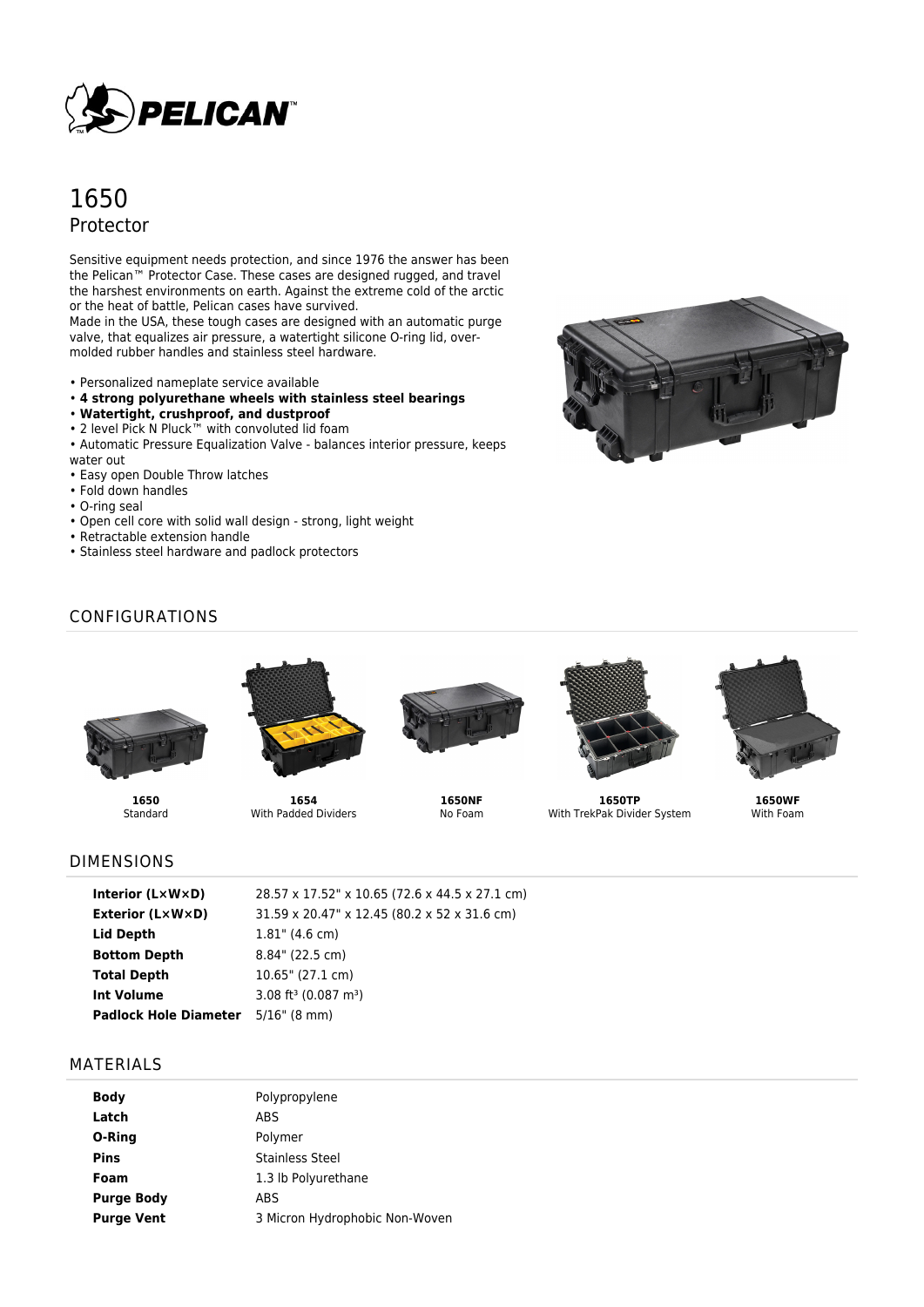# 1650

## Protector

Sensitive equipment needs protection, and since 1976 the answer has been the Pelican™ Protector Case. These cases are designed rugged, and travel the harshest environments on earth. Against the extreme cold of the arctic or the heat of battle, Pelican cases have survived.
Made in the USA, these tough cases are designed with an automatic purge valve, that equalizes air pressure, a watertight silicone O-ring lid, over-molded rubber handles and stainless steel hardware.

- Personalized nameplate service available
- **4 strong polyurethane wheels with stainless steel bearings**
- **Watertight, crushproof, and dustproof**
- 2 level Pick N Pluck™ with convoluted lid foam
- Automatic Pressure Equalization Valve - balances interior pressure, keeps water out
- Easy open Double Throw latches
- Fold down handles
- O-ring seal
- Open cell core with solid wall design - strong, light weight
- Retractable extension handle
- Stainless steel hardware and padlock protectors

## CONFIGURATIONS

**1650**
Standard

**1654**
With Padded Dividers

**1650NF**
No Foam

**1650TP**
With TrekPak Divider System

**1650WF**
With Foam

## DIMENSIONS

| | |
|---|---|
| **Interior (L×W×D)** | 28.57 x 17.52" x 10.65 (72.6 x 44.5 x 27.1 cm) |
| **Exterior (L×W×D)** | 31.59 x 20.47" x 12.45 (80.2 x 52 x 31.6 cm) |
| **Lid Depth** | 1.81" (4.6 cm) |
| **Bottom Depth** | 8.84" (22.5 cm) |
| **Total Depth** | 10.65" (27.1 cm) |
| **Int Volume** | 3.08 $ft^3$ (0.087 $m^3$) |
| **Padlock Hole Diameter** | 5/16" (8 mm) |

## MATERIALS

| | |
|---|---|
| **Body** | Polypropylene |
| **Latch** | ABS |
| **O-Ring** | Polymer |
| **Pins** | Stainless Steel |
| **Foam** | 1.3 lb Polyurethane |
| **Purge Body** | ABS |
| **Purge Vent** | 3 Micron Hydrophobic Non-Woven |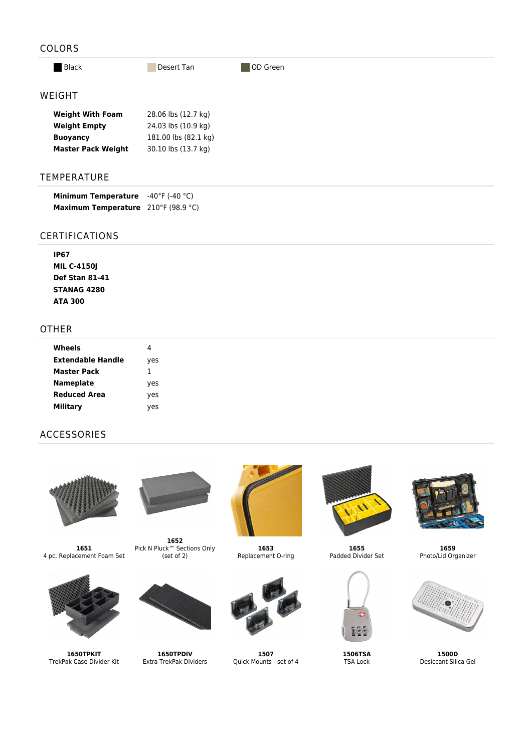## COLORS

Black | Desert Tan | OD Green

## WEIGHT

| | |
|---|---|
| **Weight With Foam** | 28.06 lbs (12.7 kg) |
| **Weight Empty** | 24.03 lbs (10.9 kg) |
| **Buoyancy** | 181.00 lbs (82.1 kg) |
| **Master Pack Weight** | 30.10 lbs (13.7 kg) |

## TEMPERATURE

| | |
|---|---|
| **Minimum Temperature** | -40°F (-40 °C) |
| **Maximum Temperature** | 210°F (98.9 °C) |

## CERTIFICATIONS

**IP67**
**MIL C-4150J**
**Def Stan 81-41**
**STANAG 4280**
**ATA 300**

## OTHER

| | |
|---|---|
| **Wheels** | 4 |
| **Extendable Handle** | yes |
| **Master Pack** | 1 |
| **Nameplate** | yes |
| **Reduced Area** | yes |
| **Military** | yes |

## ACCESSORIES

**1651**
4 pc. Replacement Foam Set

**1652**
Pick N Pluck™ Sections Only (set of 2)

**1653**
Replacement O-ring

**1655**
Padded Divider Set

**1659**
Photo/Lid Organizer

**1650TPKIT**
TrekPak Case Divider Kit

**1650TPDIV**
Extra TrekPak Dividers

**1507**
Quick Mounts - set of 4

**1506TSA**
TSA Lock

**1500D**
Desiccant Silica Gel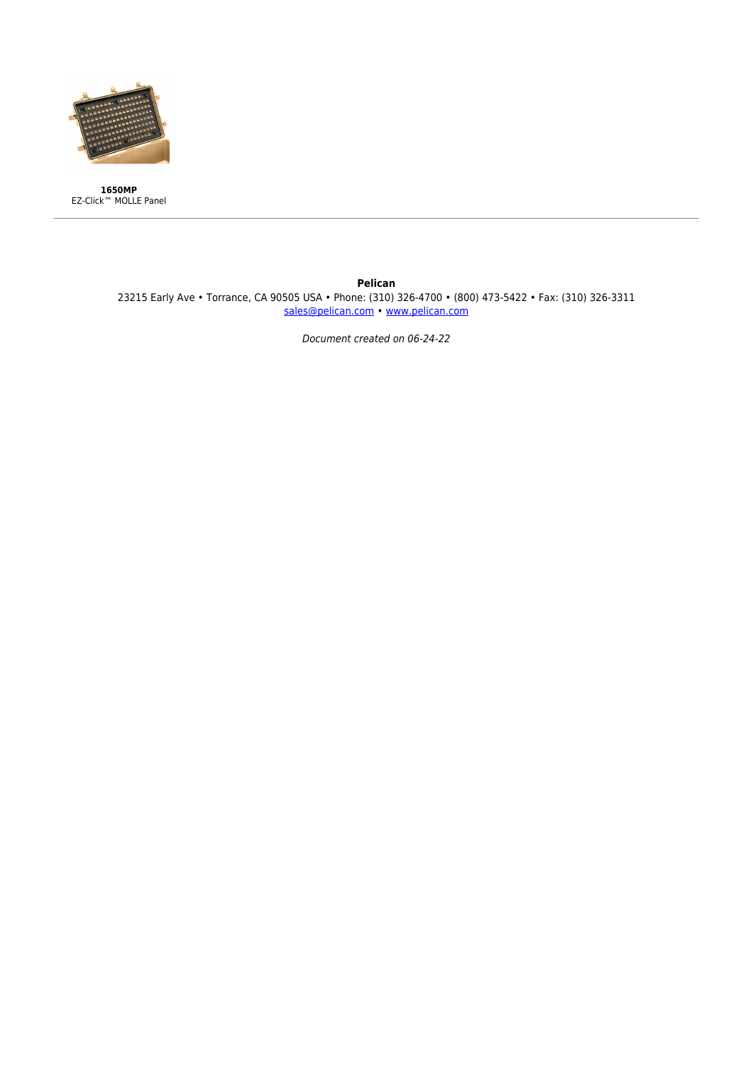**1650MP**
EZ-Click™ MOLLE Panel

---

**Pelican**
23215 Early Ave • Torrance, CA 90505 USA • Phone: (310) 326-4700 • (800) 473-5422 • Fax: (310) 326-3311
sales@pelican.com • www.pelican.com

*Document created on 06-24-22*